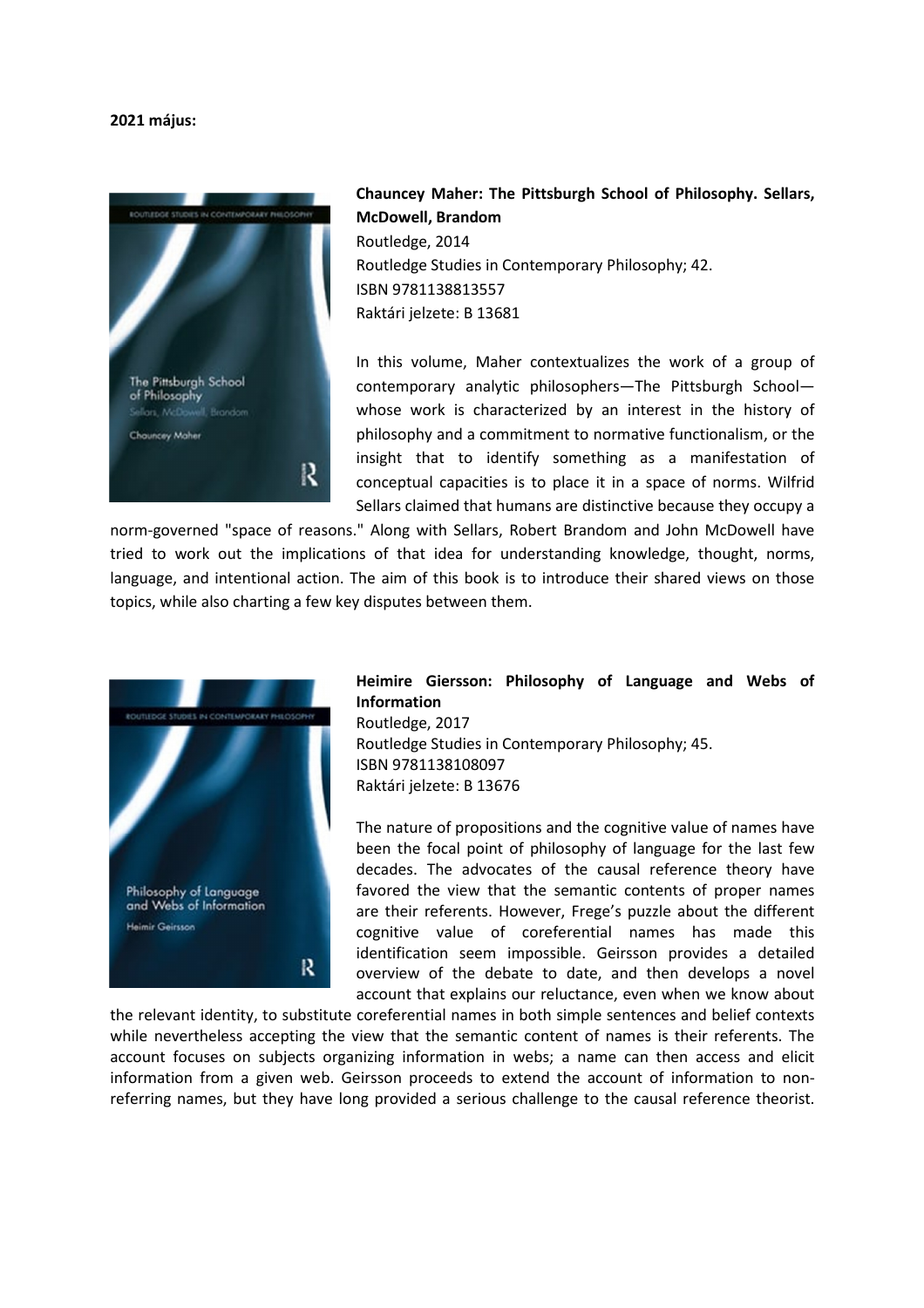**2021 május:**

**Chauncey Maher: The Pittsburgh School of Philosophy. Sellars, McDowell, Brandom**
Routledge, 2014
Routledge Studies in Contemporary Philosophy; 42.
ISBN 9781138813557
Raktári jelzete: B 13681

In this volume, Maher contextualizes the work of a group of contemporary analytic philosophers—The Pittsburgh School—whose work is characterized by an interest in the history of philosophy and a commitment to normative functionalism, or the insight that to identify something as a manifestation of conceptual capacities is to place it in a space of norms. Wilfrid Sellars claimed that humans are distinctive because they occupy a norm-governed "space of reasons." Along with Sellars, Robert Brandom and John McDowell have tried to work out the implications of that idea for understanding knowledge, thought, norms, language, and intentional action. The aim of this book is to introduce their shared views on those topics, while also charting a few key disputes between them.

**Heimire Giersson: Philosophy of Language and Webs of Information**
Routledge, 2017
Routledge Studies in Contemporary Philosophy; 45.
ISBN 9781138108097
Raktári jelzete: B 13676

The nature of propositions and the cognitive value of names have been the focal point of philosophy of language for the last few decades. The advocates of the causal reference theory have favored the view that the semantic contents of proper names are their referents. However, Frege's puzzle about the different cognitive value of coreferential names has made this identification seem impossible. Geirsson provides a detailed overview of the debate to date, and then develops a novel account that explains our reluctance, even when we know about the relevant identity, to substitute coreferential names in both simple sentences and belief contexts while nevertheless accepting the view that the semantic content of names is their referents. The account focuses on subjects organizing information in webs; a name can then access and elicit information from a given web. Geirsson proceeds to extend the account of information to non-referring names, but they have long provided a serious challenge to the causal reference theorist.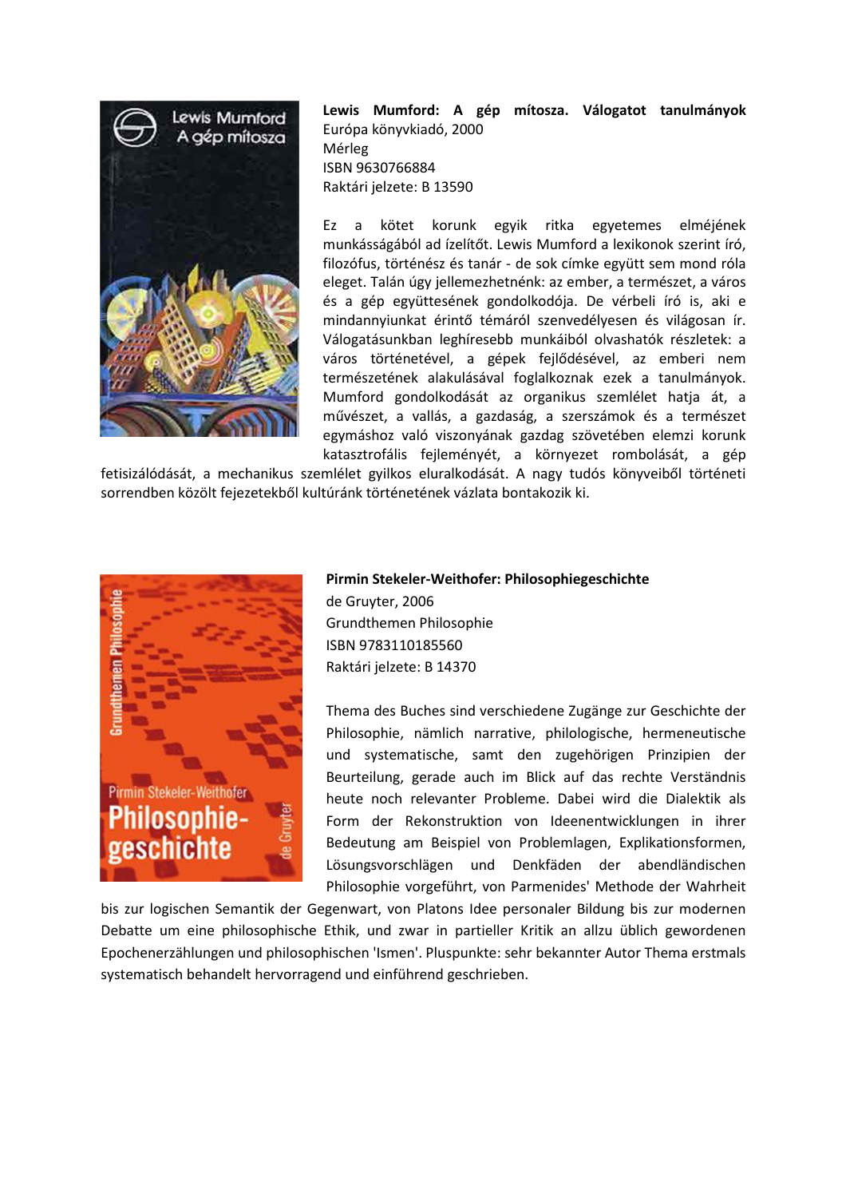**Lewis Mumford: A gép mítosza. Válogatot tanulmányok**
Európa könyvkiadó, 2000
Mérleg
ISBN 9630766884
Raktári jelzete: B 13590

Ez a kötet korunk egyik ritka egyetemes elméjének munkásságából ad ízelítőt. Lewis Mumford a lexikonok szerint író, filozófus, történész és tanár - de sok címke együtt sem mond róla eleget. Talán úgy jellemezhetnénk: az ember, a természet, a város és a gép együttesének gondolkodója. De vérbeli író is, aki e mindannyiunkat érintő témáról szenvedélyesen és világosan ír. Válogatásunkban leghíresebb munkáiból olvashatók részletek: a város történetével, a gépek fejlődésével, az emberi nem természetének alakulásával foglalkoznak ezek a tanulmányok. Mumford gondolkodását az organikus szemlélet hatja át, a művészet, a vallás, a gazdaság, a szerszámok és a természet egymáshoz való viszonyának gazdag szövetében elemzi korunk katasztrofális fejleményét, a környezet rombolását, a gép fetisizálódását, a mechanikus szemlélet gyilkos eluralkodását. A nagy tudós könyveiből történeti sorrendben közölt fejezetekből kultúránk történetének vázlata bontakozik ki.

**Pirmin Stekeler-Weithofer: Philosophiegeschichte**
de Gruyter, 2006
Grundthemen Philosophie
ISBN 9783110185560
Raktári jelzete: B 14370

Thema des Buches sind verschiedene Zugänge zur Geschichte der Philosophie, nämlich narrative, philologische, hermeneutische und systematische, samt den zugehörigen Prinzipien der Beurteilung, gerade auch im Blick auf das rechte Verständnis heute noch relevanter Probleme. Dabei wird die Dialektik als Form der Rekonstruktion von Ideenentwicklungen in ihrer Bedeutung am Beispiel von Problemlagen, Explikationsformen, Lösungsvorschlägen und Denkfäden der abendländischen Philosophie vorgeführt, von Parmenides' Methode der Wahrheit bis zur logischen Semantik der Gegenwart, von Platons Idee personaler Bildung bis zur modernen Debatte um eine philosophische Ethik, und zwar in partieller Kritik an allzu üblich gewordenen Epochenerzählungen und philosophischen 'Ismen'. Pluspunkte: sehr bekannter Autor Thema erstmals systematisch behandelt hervorragend und einführend geschrieben.